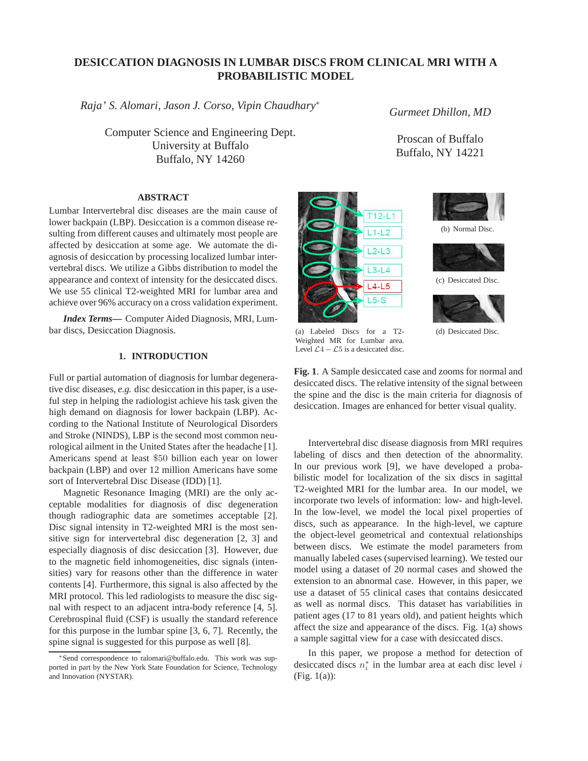# DESICCATION DIAGNOSIS IN LUMBAR DISCS FROM CLINICAL MRI WITH A PROBABILISTIC MODEL

*Raja' S. Alomari, Jason J. Corso, Vipin Chaudhary*[*]

Computer Science and Engineering Dept.
University at Buffalo
Buffalo, NY 14260

*Gurmeet Dhillon, MD*

Proscan of Buffalo
Buffalo, NY 14221

## ABSTRACT

Lumbar Intervertebral disc diseases are the main cause of lower backpain (LBP). Desiccation is a common disease resulting from different causes and ultimately most people are affected by desiccation at some age. We automate the diagnosis of desiccation by processing localized lumbar intervertebral discs. We utilize a Gibbs distribution to model the appearance and context of intensity for the desiccated discs. We use 55 clinical T2-weighted MRI for lumbar area and achieve over 96% accuracy on a cross validation experiment.

***Index Terms*—** Computer Aided Diagnosis, MRI, Lumbar discs, Desiccation Diagnosis.

## 1. INTRODUCTION

Full or partial automation of diagnosis for lumbar degenerative disc diseases, *e.g.* disc desiccation in this paper, is a useful step in helping the radiologist achieve his task given the high demand on diagnosis for lower backpain (LBP). According to the National Institute of Neurological Disorders and Stroke (NINDS), LBP is the second most common neurological ailment in the United States after the headache [1]. Americans spend at least $50 billion each year on lower backpain (LBP) and over 12 million Americans have some sort of Intervertebral Disc Disease (IDD) [1].

Magnetic Resonance Imaging (MRI) are the only acceptable modalities for diagnosis of disc degeneration though radiographic data are sometimes acceptable [2]. Disc signal intensity in T2-weighted MRI is the most sensitive sign for intervertebral disc degeneration [2, 3] and especially diagnosis of disc desiccation [3]. However, due to the magnetic field inhomogeneities, disc signals (intensities) vary for reasons other than the difference in water contents [4]. Furthermore, this signal is also affected by the MRI protocol. This led radiologists to measure the disc signal with respect to an adjacent intra-body reference [4, 5]. Cerebrospinal fluid (CSF) is usually the standard reference for this purpose in the lumbar spine [3, 6, 7]. Recently, the spine signal is suggested for this purpose as well [8].

(a) Labeled Discs for a T2-Weighted MR for Lumbar area. Level $\mathcal{L}4-\mathcal{L}5$ is a desiccated disc.

(b) Normal Disc.

(c) Desiccated Disc.

(d) Desiccated Disc.

**Fig. 1**. A Sample desiccated case and zooms for normal and desiccated discs. The relative intensity of the signal between the spine and the disc is the main criteria for diagnosis of desiccation. Images are enhanced for better visual quality.

Intervertebral disc disease diagnosis from MRI requires labeling of discs and then detection of the abnormality. In our previous work [9], we have developed a probabilistic model for localization of the six discs in sagittal T2-weighted MRI for the lumbar area. In our model, we incorporate two levels of information: low- and high-level. In the low-level, we model the local pixel properties of discs, such as appearance. In the high-level, we capture the object-level geometrical and contextual relationships between discs. We estimate the model parameters from manually labeled cases (supervised learning). We tested our model using a dataset of 20 normal cases and showed the extension to an abnormal case. However, in this paper, we use a dataset of 55 clinical cases that contains desiccated as well as normal discs. This dataset has variabilities in patient ages (17 to 81 years old), and patient heights which affect the size and appearance of the discs. Fig. 1(a) shows a sample sagittal view for a case with desiccated discs.

In this paper, we propose a method for detection of desiccated discs $n_i^*$ in the lumbar area at each disc level $i$ (Fig. 1(a)):

[*] Send correspondence to ralomari@buffalo.edu. This work was supported in part by the New York State Foundation for Science, Technology and Innovation (NYSTAR).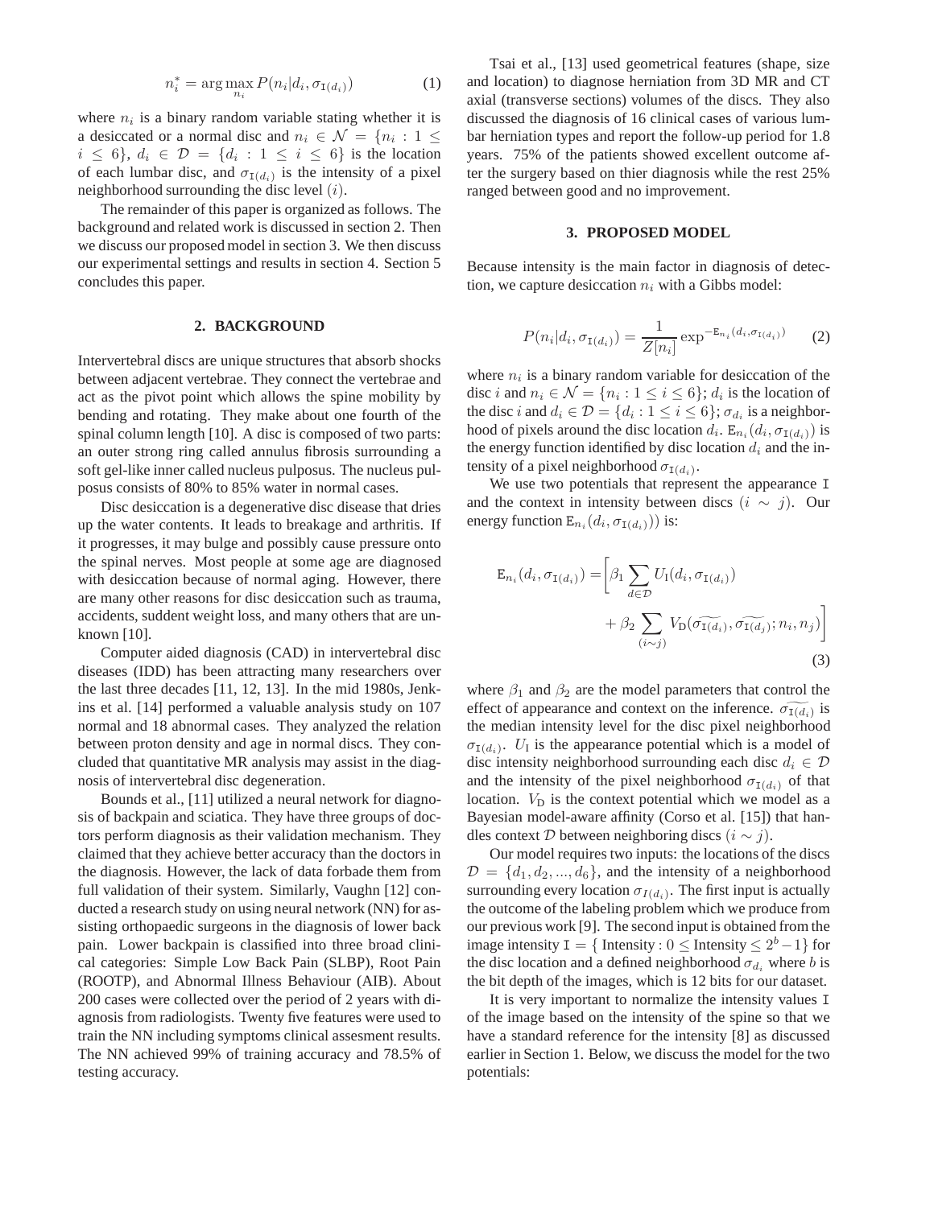$$n_i^* = \arg\max_{n_i} P(n_i | d_i, \sigma_{\mathtt{I}(d_i)}) \quad (1)$$

where $n_i$ is a binary random variable stating whether it is a desiccated or a normal disc and $n_i \in \mathcal{N} = \{n_i : 1 \leq i \leq 6\}$, $d_i \in \mathcal{D} = \{d_i : 1 \leq i \leq 6\}$ is the location of each lumbar disc, and $\sigma_{\mathtt{I}(d_i)}$ is the intensity of a pixel neighborhood surrounding the disc level $(i)$.

The remainder of this paper is organized as follows. The background and related work is discussed in section 2. Then we discuss our proposed model in section 3. We then discuss our experimental settings and results in section 4. Section 5 concludes this paper.

## 2. BACKGROUND

Intervertebral discs are unique structures that absorb shocks between adjacent vertebrae. They connect the vertebrae and act as the pivot point which allows the spine mobility by bending and rotating. They make about one fourth of the spinal column length [10]. A disc is composed of two parts: an outer strong ring called annulus fibrosis surrounding a soft gel-like inner called nucleus pulposus. The nucleus pulposus consists of 80% to 85% water in normal cases.

Disc desiccation is a degenerative disc disease that dries up the water contents. It leads to breakage and arthritis. If it progresses, it may bulge and possibly cause pressure onto the spinal nerves. Most people at some age are diagnosed with desiccation because of normal aging. However, there are many other reasons for disc desiccation such as trauma, accidents, suddent weight loss, and many others that are unknown [10].

Computer aided diagnosis (CAD) in intervertebral disc diseases (IDD) has been attracting many researchers over the last three decades [11, 12, 13]. In the mid 1980s, Jenkins et al. [14] performed a valuable analysis study on 107 normal and 18 abnormal cases. They analyzed the relation between proton density and age in normal discs. They concluded that quantitative MR analysis may assist in the diagnosis of intervertebral disc degeneration.

Bounds et al., [11] utilized a neural network for diagnosis of backpain and sciatica. They have three groups of doctors perform diagnosis as their validation mechanism. They claimed that they achieve better accuracy than the doctors in the diagnosis. However, the lack of data forbade them from full validation of their system. Similarly, Vaughn [12] conducted a research study on using neural network (NN) for assisting orthopaedic surgeons in the diagnosis of lower back pain. Lower backpain is classified into three broad clinical categories: Simple Low Back Pain (SLBP), Root Pain (ROOTP), and Abnormal Illness Behaviour (AIB). About 200 cases were collected over the period of 2 years with diagnosis from radiologists. Twenty five features were used to train the NN including symptoms clinical assesment results. The NN achieved 99% of training accuracy and 78.5% of testing accuracy.

Tsai et al., [13] used geometrical features (shape, size and location) to diagnose herniation from 3D MR and CT axial (transverse sections) volumes of the discs. They also discussed the diagnosis of 16 clinical cases of various lumbar herniation types and report the follow-up period for 1.8 years. 75% of the patients showed excellent outcome after the surgery based on thier diagnosis while the rest 25% ranged between good and no improvement.

## 3. PROPOSED MODEL

Because intensity is the main factor in diagnosis of detection, we capture desiccation $n_i$ with a Gibbs model:

$$P(n_i | d_i, \sigma_{\mathtt{I}(d_i)}) = \frac{1}{Z[n_i]} \exp^{-\mathtt{E}_{n_i}(d_i, \sigma_{\mathtt{I}(d_i)})} \quad (2)$$

where $n_i$ is a binary random variable for desiccation of the disc $i$ and $n_i \in \mathcal{N} = \{n_i : 1 \leq i \leq 6\}$; $d_i$ is the location of the disc $i$ and $d_i \in \mathcal{D} = \{d_i : 1 \leq i \leq 6\}$; $\sigma_{d_i}$ is a neighborhood of pixels around the disc location $d_i$. $\mathtt{E}_{n_i}(d_i, \sigma_{\mathtt{I}(d_i)})$ is the energy function identified by disc location $d_i$ and the intensity of a pixel neighborhood $\sigma_{\mathtt{I}(d_i)}$.

We use two potentials that represent the appearance $\mathtt{I}$ and the context in intensity between discs $(i \sim j)$. Our energy function $\mathtt{E}_{n_i}(d_i, \sigma_{\mathtt{I}(d_i)}))$ is:

$$\begin{aligned}\mathtt{E}_{n_i}(d_i, \sigma_{\mathtt{I}(d_i)}) = \Bigg[ & \beta_1 \sum_{d \in \mathcal{D}} U_{\mathrm{I}}(d_i, \sigma_{\mathtt{I}(d_i)}) \\ & + \beta_2 \sum_{(i \sim j)} V_{\mathrm{D}}(\widetilde{\sigma_{\mathtt{I}(d_i)}}, \widetilde{\sigma_{\mathtt{I}(d_j)}}; n_i, n_j) \Bigg]\end{aligned} \quad (3)$$

where $\beta_1$ and $\beta_2$ are the model parameters that control the effect of appearance and context on the inference. $\widetilde{\sigma_{\mathtt{I}(d_i)}}$ is the median intensity level for the disc pixel neighborhood $\sigma_{\mathtt{I}(d_i)}$. $U_{\mathrm{I}}$ is the appearance potential which is a model of disc intensity neighborhood surrounding each disc $d_i \in \mathcal{D}$ and the intensity of the pixel neighborhood $\sigma_{\mathtt{I}(d_i)}$ of that location. $V_{\mathrm{D}}$ is the context potential which we model as a Bayesian model-aware affinity (Corso et al. [15]) that handles context $\mathcal{D}$ between neighboring discs $(i \sim j)$.

Our model requires two inputs: the locations of the discs $\mathcal{D} = \{d_1, d_2, ..., d_6\}$, and the intensity of a neighborhood surrounding every location $\sigma_{I(d_i)}$. The first input is actually the outcome of the labeling problem which we produce from our previous work [9]. The second input is obtained from the image intensity $\mathtt{I} = \{ \text{Intensity} : 0 \leq \text{Intensity} \leq 2^b - 1\}$ for the disc location and a defined neighborhood $\sigma_{d_i}$ where $b$ is the bit depth of the images, which is 12 bits for our dataset.

It is very important to normalize the intensity values $\mathtt{I}$ of the image based on the intensity of the spine so that we have a standard reference for the intensity [8] as discussed earlier in Section 1. Below, we discuss the model for the two potentials: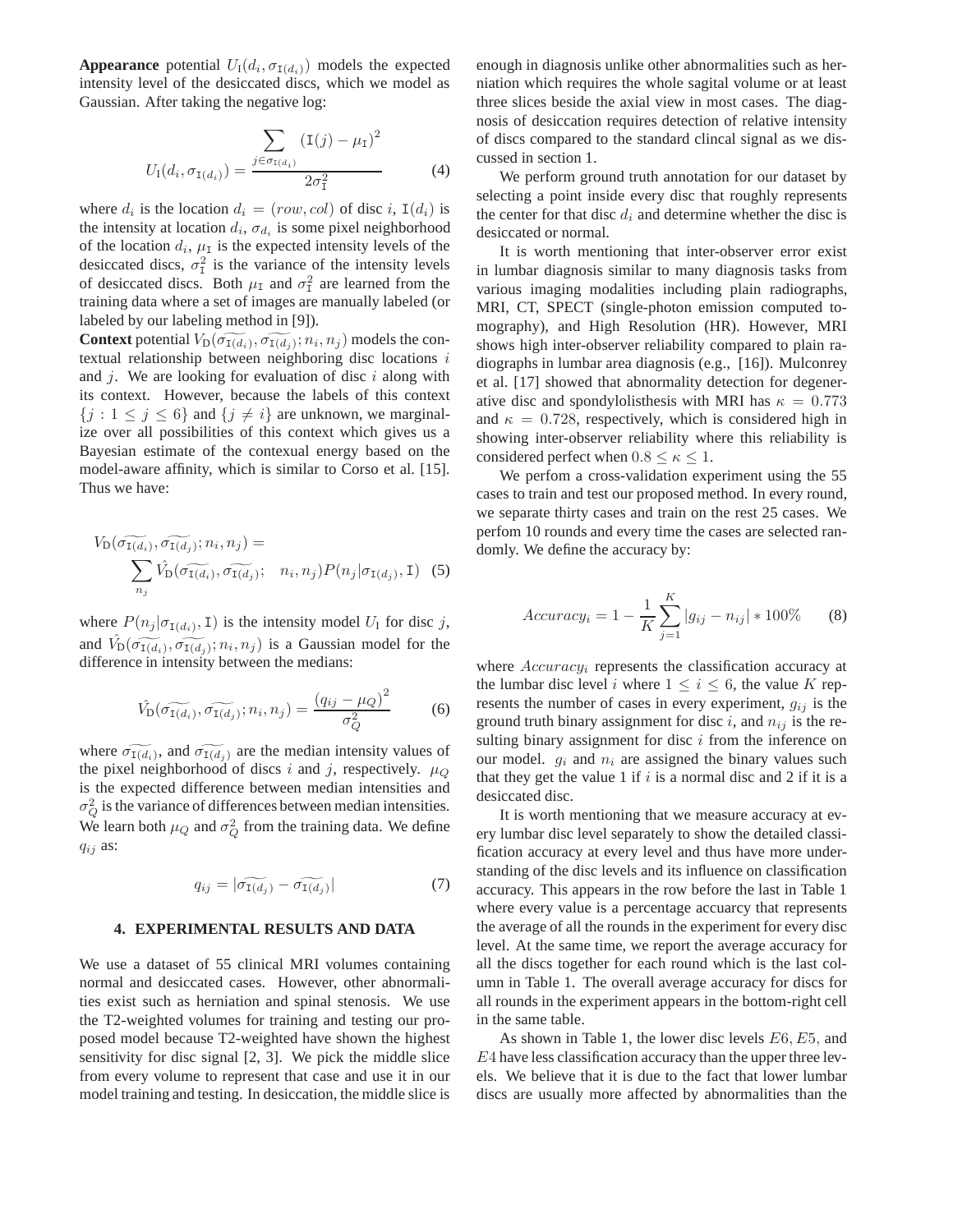**Appearance** potential $U_{\rm I}(d_i, \sigma_{\mathtt{I}(d_i)})$ models the expected intensity level of the desiccated discs, which we model as Gaussian. After taking the negative log:

$$U_{\rm I}(d_i, \sigma_{\mathtt{I}(d_i)}) = \frac{\sum_{j \in \sigma_{\mathtt{I}(d_i)}} (\mathtt{I}(j) - \mu_{\mathtt{I}})^2}{2\sigma_{\mathtt{I}}^2} \tag{4}$$

where $d_i$ is the location $d_i = (row, col)$ of disc $i$, $\mathtt{I}(d_i)$ is the intensity at location $d_i$, $\sigma_{d_i}$ is some pixel neighborhood of the location $d_i$, $\mu_{\mathtt{I}}$ is the expected intensity levels of the desiccated discs, $\sigma_{\mathtt{I}}^2$ is the variance of the intensity levels of desiccated discs. Both $\mu_{\mathtt{I}}$ and $\sigma_{\mathtt{I}}^2$ are learned from the training data where a set of images are manually labeled (or labeled by our labeling method in [9]).

**Context** potential $V_{\rm D}(\widetilde{\sigma_{\mathtt{I}(d_i)}}, \widetilde{\sigma_{\mathtt{I}(d_j)}}; n_i, n_j)$ models the contextual relationship between neighboring disc locations $i$ and $j$. We are looking for evaluation of disc $i$ along with its context. However, because the labels of this context $\{j : 1 \leq j \leq 6\}$ and $\{j \neq i\}$ are unknown, we marginalize over all possibilities of this context which gives us a Bayesian estimate of the contexual energy based on the model-aware affinity, which is similar to Corso et al. [15]. Thus we have:

$$V_{\rm D}(\widetilde{\sigma_{\mathtt{I}(d_i)}}, \widetilde{\sigma_{\mathtt{I}(d_j)}}; n_i, n_j) = \sum_{n_j} \hat{V}_{\rm D}(\widetilde{\sigma_{\mathtt{I}(d_i)}}, \widetilde{\sigma_{\mathtt{I}(d_j)}}; \quad n_i, n_j) P(n_j | \sigma_{\mathtt{I}(d_j)}, \mathtt{I}) \tag{5}$$

where $P(n_j | \sigma_{\mathtt{I}(d_i)}, \mathtt{I})$ is the intensity model $U_{\rm I}$ for disc $j$, and $\hat{V}_{\rm D}(\widetilde{\sigma_{\mathtt{I}(d_i)}}, \widetilde{\sigma_{\mathtt{I}(d_j)}}; n_i, n_j)$ is a Gaussian model for the difference in intensity between the medians:

$$\hat{V}_{\rm D}(\widetilde{\sigma_{\mathtt{I}(d_i)}}, \widetilde{\sigma_{\mathtt{I}(d_j)}}; n_i, n_j) = \frac{(q_{ij} - \mu_Q)^2}{\sigma_Q^2} \tag{6}$$

where $\widetilde{\sigma_{\mathtt{I}(d_i)}}$, and $\widetilde{\sigma_{\mathtt{I}(d_j)}}$ are the median intensity values of the pixel neighborhood of discs $i$ and $j$, respectively. $\mu_Q$ is the expected difference between median intensities and $\sigma_Q^2$ is the variance of differences between median intensities. We learn both $\mu_Q$ and $\sigma_Q^2$ from the training data. We define $q_{ij}$ as:

$$q_{ij} = |\widetilde{\sigma_{\mathtt{I}(d_j)}} - \widetilde{\sigma_{\mathtt{I}(d_j)}}| \tag{7}$$

## 4. EXPERIMENTAL RESULTS AND DATA

We use a dataset of 55 clinical MRI volumes containing normal and desiccated cases. However, other abnormalities exist such as herniation and spinal stenosis. We use the T2-weighted volumes for training and testing our proposed model because T2-weighted have shown the highest sensitivity for disc signal [2, 3]. We pick the middle slice from every volume to represent that case and use it in our model training and testing. In desiccation, the middle slice is enough in diagnosis unlike other abnormalities such as herniation which requires the whole sagital volume or at least three slices beside the axial view in most cases. The diagnosis of desiccation requires detection of relative intensity of discs compared to the standard clincal signal as we discussed in section 1.

We perform ground truth annotation for our dataset by selecting a point inside every disc that roughly represents the center for that disc $d_i$ and determine whether the disc is desiccated or normal.

It is worth mentioning that inter-observer error exist in lumbar diagnosis similar to many diagnosis tasks from various imaging modalities including plain radiographs, MRI, CT, SPECT (single-photon emission computed tomography), and High Resolution (HR). However, MRI shows high inter-observer reliability compared to plain radiographs in lumbar area diagnosis (e.g., [16]). Mulconrey et al. [17] showed that abnormality detection for degenerative disc and spondylolisthesis with MRI has $\kappa = 0.773$ and $\kappa = 0.728$, respectively, which is considered high in showing inter-observer reliability where this reliability is considered perfect when $0.8 \leq \kappa \leq 1$.

We perfom a cross-validation experiment using the 55 cases to train and test our proposed method. In every round, we separate thirty cases and train on the rest 25 cases. We perfom 10 rounds and every time the cases are selected randomly. We define the accuracy by:

$$Accuracy_i = 1 - \frac{1}{K} \sum_{j=1}^{K} |g_{ij} - n_{ij}| * 100\% \tag{8}$$

where $Accuracy_i$ represents the classification accuracy at the lumbar disc level $i$ where $1 \leq i \leq 6$, the value $K$ represents the number of cases in every experiment, $g_{ij}$ is the ground truth binary assignment for disc $i$, and $n_{ij}$ is the resulting binary assignment for disc $i$ from the inference on our model. $g_i$ and $n_i$ are assigned the binary values such that they get the value 1 if $i$ is a normal disc and 2 if it is a desiccated disc.

It is worth mentioning that we measure accuracy at every lumbar disc level separately to show the detailed classification accuracy at every level and thus have more understanding of the disc levels and its influence on classification accuracy. This appears in the row before the last in Table 1 where every value is a percentage accuarcy that represents the average of all the rounds in the experiment for every disc level. At the same time, we report the average accuracy for all the discs together for each round which is the last column in Table 1. The overall average accuracy for discs for all rounds in the experiment appears in the bottom-right cell in the same table.

As shown in Table 1, the lower disc levels $E6, E5$, and $E4$ have less classification accuracy than the upper three levels. We believe that it is due to the fact that lower lumbar discs are usually more affected by abnormalities than the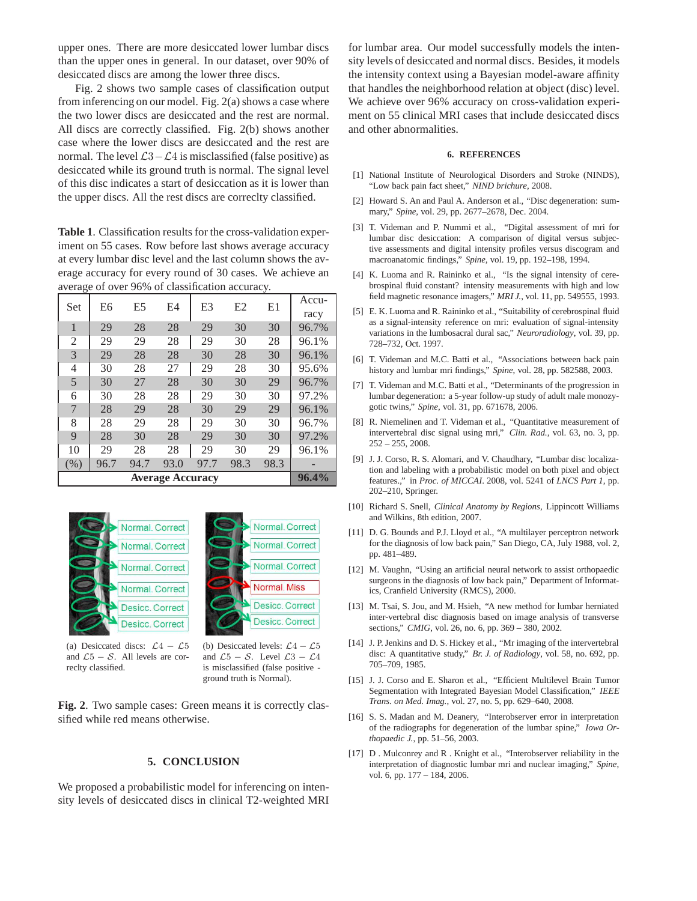upper ones. There are more desiccated lower lumbar discs than the upper ones in general. In our dataset, over 90% of desiccated discs are among the lower three discs.

Fig. 2 shows two sample cases of classification output from inferencing on our model. Fig. 2(a) shows a case where the two lower discs are desiccated and the rest are normal. All discs are correctly classified. Fig. 2(b) shows another case where the lower discs are desiccated and the rest are normal. The level $\mathcal{L}3-\mathcal{L}4$ is misclassified (false positive) as desiccated while its ground truth is normal. The signal level of this disc indicates a start of desiccation as it is lower than the upper discs. All the rest discs are correclty classified.

**Table 1**. Classification results for the cross-validation experiment on 55 cases. Row before last shows average accuracy at every lumbar disc level and the last column shows the average accuracy for every round of 30 cases. We achieve an average of over 96% of classification accuracy.

| Set | E6 | E5 | E4 | E3 | E2 | E1 | Accuracy |
|---|---|---|---|---|---|---|---|
| 1 | 29 | 28 | 28 | 29 | 30 | 30 | 96.7% |
| 2 | 29 | 29 | 28 | 29 | 30 | 28 | 96.1% |
| 3 | 29 | 28 | 28 | 30 | 28 | 30 | 96.1% |
| 4 | 30 | 28 | 27 | 29 | 28 | 30 | 95.6% |
| 5 | 30 | 27 | 28 | 30 | 30 | 29 | 96.7% |
| 6 | 30 | 28 | 28 | 29 | 30 | 30 | 97.2% |
| 7 | 28 | 29 | 28 | 30 | 29 | 29 | 96.1% |
| 8 | 28 | 29 | 28 | 29 | 30 | 30 | 96.7% |
| 9 | 28 | 30 | 28 | 29 | 30 | 30 | 97.2% |
| 10 | 29 | 28 | 28 | 29 | 30 | 29 | 96.1% |
| (%) | 96.7 | 94.7 | 93.0 | 97.7 | 98.3 | 98.3 | - |
| **Average Accuracy** | | | | | | | **96.4%** |

Normal. Correct
Normal. Correct
Normal. Correct
Normal. Correct
Desicc. Correct
Desicc. Correct

(a) Desiccated discs: $\mathcal{L}4-\mathcal{L}5$ and $\mathcal{L}5-\mathcal{S}$. All levels are correclty classified.

Normal. Correct
Normal. Correct
Normal. Correct
Normal. Miss
Desicc. Correct
Desicc. Correct

(b) Desiccated levels: $\mathcal{L}4-\mathcal{L}5$ and $\mathcal{L}5-\mathcal{S}$. Level $\mathcal{L}3-\mathcal{L}4$ is misclassified (false positive - ground truth is Normal).

**Fig. 2**. Two sample cases: Green means it is correctly classified while red means otherwise.

## 5. CONCLUSION

We proposed a probabilistic model for inferencing on intensity levels of desiccated discs in clinical T2-weighted MRI for lumbar area. Our model successfully models the intensity levels of desiccated and normal discs. Besides, it models the intensity context using a Bayesian model-aware affinity that handles the neighborhood relation at object (disc) level. We achieve over 96% accuracy on cross-validation experiment on 55 clinical MRI cases that include desiccated discs and other abnormalities.

## 6. REFERENCES

[1] National Institute of Neurological Disorders and Stroke (NINDS), "Low back pain fact sheet," *NIND brichure*, 2008.

[2] Howard S. An and Paul A. Anderson et al., "Disc degeneration: summary," *Spine*, vol. 29, pp. 2677–2678, Dec. 2004.

[3] T. Videman and P. Nummi et al., "Digital assessment of mri for lumbar disc desiccation: A comparison of digital versus subjective assessments and digital intensity profiles versus discogram and macroanatomic findings," *Spine*, vol. 19, pp. 192–198, 1994.

[4] K. Luoma and R. Raininko et al., "Is the signal intensity of cerebrospinal fluid constant? intensity measurements with high and low field magnetic resonance imagers," *MRI J.*, vol. 11, pp. 549555, 1993.

[5] E. K. Luoma and R. Raininko et al., "Suitability of cerebrospinal fluid as a signal-intensity reference on mri: evaluation of signal-intensity variations in the lumbosacral dural sac," *Neuroradiology*, vol. 39, pp. 728–732, Oct. 1997.

[6] T. Videman and M.C. Batti et al., "Associations between back pain history and lumbar mri findings," *Spine*, vol. 28, pp. 582588, 2003.

[7] T. Videman and M.C. Batti et al., "Determinants of the progression in lumbar degeneration: a 5-year follow-up study of adult male monozygotic twins," *Spine*, vol. 31, pp. 671678, 2006.

[8] R. Niemelinen and T. Videman et al., "Quantitative measurement of intervertebral disc signal using mri," *Clin. Rad.*, vol. 63, no. 3, pp. 252 – 255, 2008.

[9] J. J. Corso, R. S. Alomari, and V. Chaudhary, "Lumbar disc localization and labeling with a probabilistic model on both pixel and object features.," in *Proc. of MICCAI*. 2008, vol. 5241 of *LNCS Part 1*, pp. 202–210, Springer.

[10] Richard S. Snell, *Clinical Anatomy by Regions*, Lippincott Williams and Wilkins, 8th edition, 2007.

[11] D. G. Bounds and P.J. Lloyd et al., "A multilayer perceptron network for the diagnosis of low back pain," San Diego, CA, July 1988, vol. 2, pp. 481–489.

[12] M. Vaughn, "Using an artificial neural network to assist orthopaedic surgeons in the diagnosis of low back pain," Department of Informatics, Cranfield University (RMCS), 2000.

[13] M. Tsai, S. Jou, and M. Hsieh, "A new method for lumbar herniated inter-vertebral disc diagnosis based on image analysis of transverse sections," *CMIG*, vol. 26, no. 6, pp. 369 – 380, 2002.

[14] J. P. Jenkins and D. S. Hickey et al., "Mr imaging of the intervertebral disc: A quantitative study," *Br. J. of Radiology*, vol. 58, no. 692, pp. 705–709, 1985.

[15] J. J. Corso and E. Sharon et al., "Efficient Multilevel Brain Tumor Segmentation with Integrated Bayesian Model Classification," *IEEE Trans. on Med. Imag.*, vol. 27, no. 5, pp. 629–640, 2008.

[16] S. S. Madan and M. Deanery, "Interobserver error in interpretation of the radiographs for degeneration of the lumbar spine," *Iowa Orthopaedic J.*, pp. 51–56, 2003.

[17] D . Mulconrey and R . Knight et al., "Interobserver reliability in the interpretation of diagnostic lumbar mri and nuclear imaging," *Spine*, vol. 6, pp. 177 – 184, 2006.